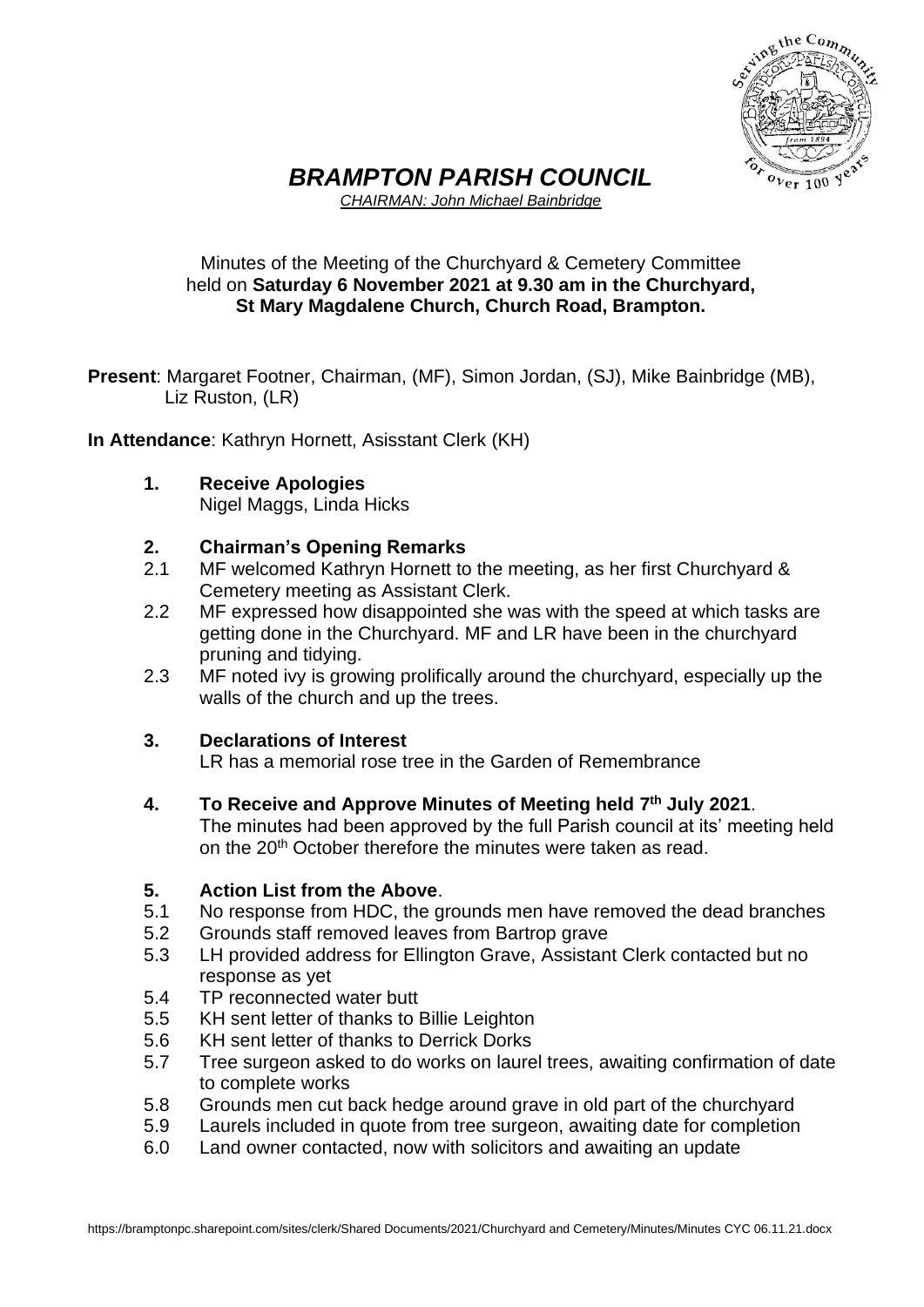# *BRAMPTON PARISH COUNCIL*

*CHAIRMAN: John Michael Bainbridge*

Minutes of the Meeting of the Churchyard & Cemetery Committee held on **Saturday 6 November 2021 at 9.30 am in the Churchyard, St Mary Magdalene Church, Church Road, Brampton.**

**Present**: Margaret Footner, Chairman, (MF), Simon Jordan, (SJ), Mike Bainbridge (MB), Liz Ruston, (LR)

**In Attendance**: Kathryn Hornett, Asisstant Clerk (KH)

**1. Receive Apologies**

Nigel Maggs, Linda Hicks

**2. Chairman's Opening Remarks**

2.1 MF welcomed Kathryn Hornett to the meeting, as her first Churchyard & Cemetery meeting as Assistant Clerk.

2.2 MF expressed how disappointed she was with the speed at which tasks are getting done in the Churchyard. MF and LR have been in the churchyard pruning and tidying.

2.3 MF noted ivy is growing prolifically around the churchyard, especially up the walls of the church and up the trees.

**3. Declarations of Interest**

LR has a memorial rose tree in the Garden of Remembrance

**4. To Receive and Approve Minutes of Meeting held 7th July 2021**.

The minutes had been approved by the full Parish council at its' meeting held on the 20th October therefore the minutes were taken as read.

**5. Action List from the Above**.

5.1 No response from HDC, the grounds men have removed the dead branches

5.2 Grounds staff removed leaves from Bartrop grave

5.3 LH provided address for Ellington Grave, Assistant Clerk contacted but no response as yet

5.4 TP reconnected water butt

5.5 KH sent letter of thanks to Billie Leighton

5.6 KH sent letter of thanks to Derrick Dorks

5.7 Tree surgeon asked to do works on laurel trees, awaiting confirmation of date to complete works

5.8 Grounds men cut back hedge around grave in old part of the churchyard

5.9 Laurels included in quote from tree surgeon, awaiting date for completion

6.0 Land owner contacted, now with solicitors and awaiting an update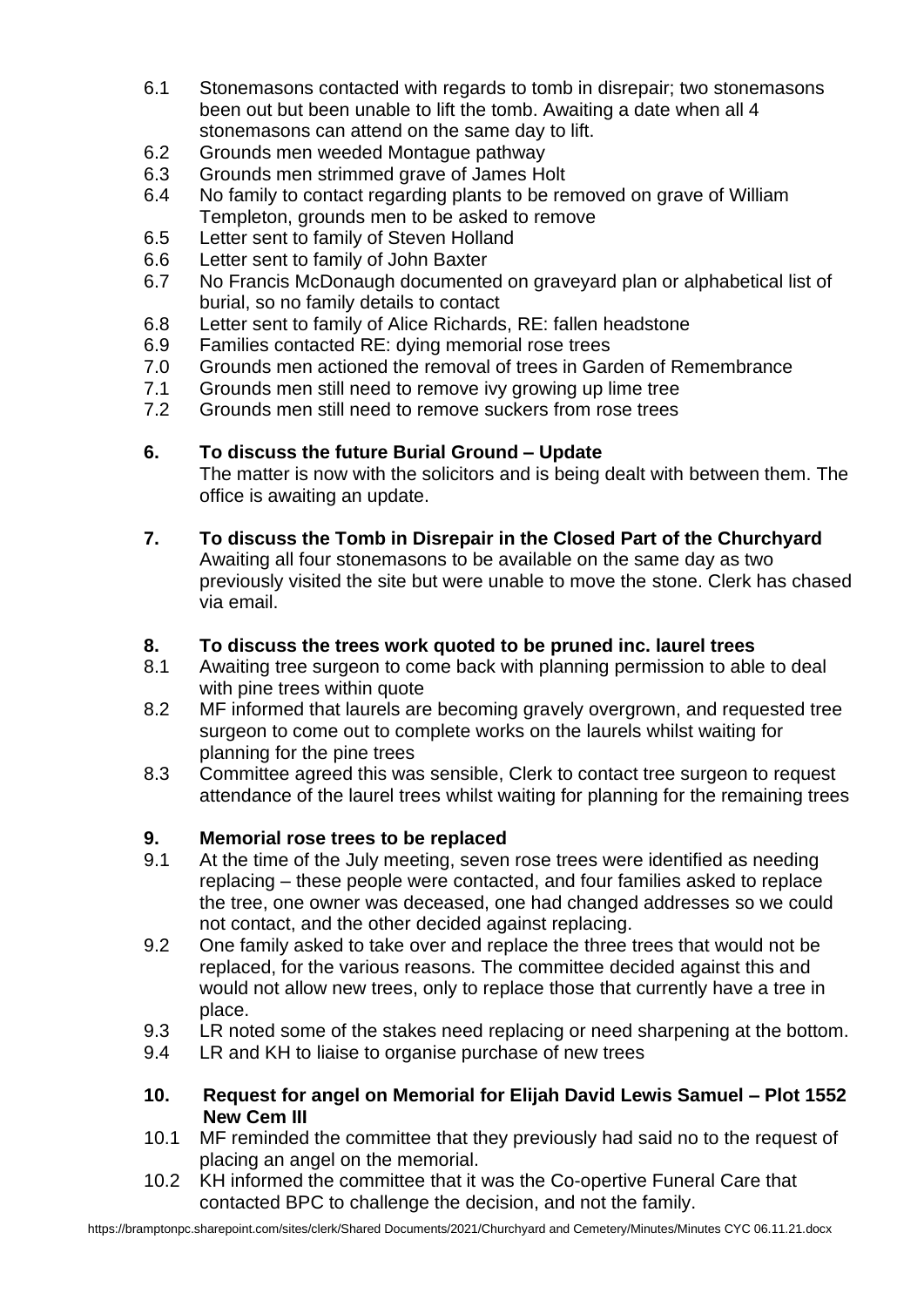6.1 Stonemasons contacted with regards to tomb in disrepair; two stonemasons been out but been unable to lift the tomb. Awaiting a date when all 4 stonemasons can attend on the same day to lift.
6.2 Grounds men weeded Montague pathway
6.3 Grounds men strimmed grave of James Holt
6.4 No family to contact regarding plants to be removed on grave of William Templeton, grounds men to be asked to remove
6.5 Letter sent to family of Steven Holland
6.6 Letter sent to family of John Baxter
6.7 No Francis McDonaugh documented on graveyard plan or alphabetical list of burial, so no family details to contact
6.8 Letter sent to family of Alice Richards, RE: fallen headstone
6.9 Families contacted RE: dying memorial rose trees
7.0 Grounds men actioned the removal of trees in Garden of Remembrance
7.1 Grounds men still need to remove ivy growing up lime tree
7.2 Grounds men still need to remove suckers from rose trees

**6. To discuss the future Burial Ground – Update**

The matter is now with the solicitors and is being dealt with between them. The office is awaiting an update.

**7. To discuss the Tomb in Disrepair in the Closed Part of the Churchyard**

Awaiting all four stonemasons to be available on the same day as two previously visited the site but were unable to move the stone. Clerk has chased via email.

**8. To discuss the trees work quoted to be pruned inc. laurel trees**

8.1 Awaiting tree surgeon to come back with planning permission to able to deal with pine trees within quote
8.2 MF informed that laurels are becoming gravely overgrown, and requested tree surgeon to come out to complete works on the laurels whilst waiting for planning for the pine trees
8.3 Committee agreed this was sensible, Clerk to contact tree surgeon to request attendance of the laurel trees whilst waiting for planning for the remaining trees

**9. Memorial rose trees to be replaced**

9.1 At the time of the July meeting, seven rose trees were identified as needing replacing – these people were contacted, and four families asked to replace the tree, one owner was deceased, one had changed addresses so we could not contact, and the other decided against replacing.
9.2 One family asked to take over and replace the three trees that would not be replaced, for the various reasons. The committee decided against this and would not allow new trees, only to replace those that currently have a tree in place.
9.3 LR noted some of the stakes need replacing or need sharpening at the bottom.
9.4 LR and KH to liaise to organise purchase of new trees

**10. Request for angel on Memorial for Elijah David Lewis Samuel – Plot 1552 New Cem III**

10.1 MF reminded the committee that they previously had said no to the request of placing an angel on the memorial.
10.2 KH informed the committee that it was the Co-opertive Funeral Care that contacted BPC to challenge the decision, and not the family.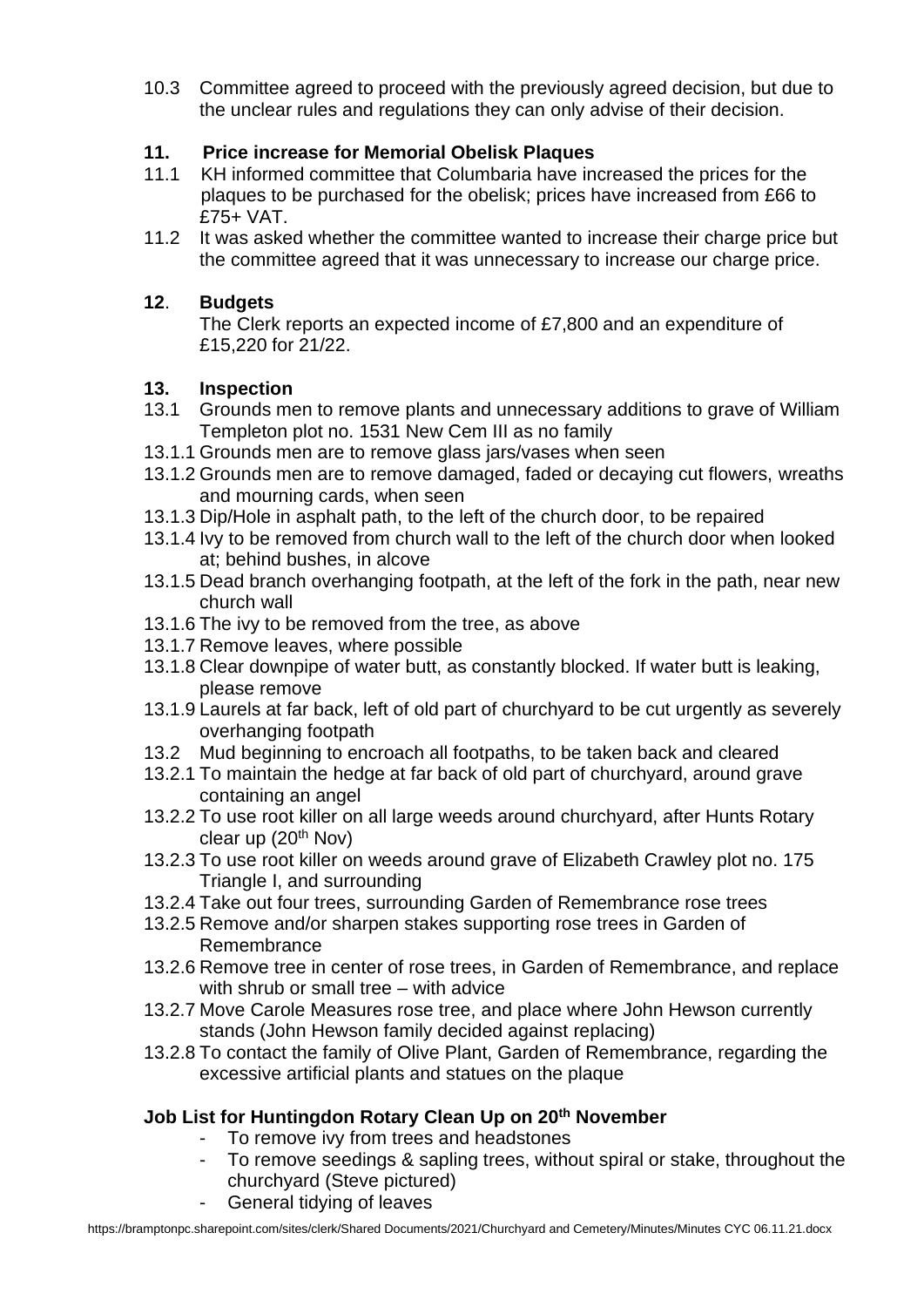10.3 Committee agreed to proceed with the previously agreed decision, but due to the unclear rules and regulations they can only advise of their decision.

### 11. Price increase for Memorial Obelisk Plaques

11.1 KH informed committee that Columbaria have increased the prices for the plaques to be purchased for the obelisk; prices have increased from £66 to £75+ VAT.

11.2 It was asked whether the committee wanted to increase their charge price but the committee agreed that it was unnecessary to increase our charge price.

### 12. Budgets

The Clerk reports an expected income of £7,800 and an expenditure of £15,220 for 21/22.

### 13. Inspection

13.1 Grounds men to remove plants and unnecessary additions to grave of William Templeton plot no. 1531 New Cem III as no family

13.1.1 Grounds men are to remove glass jars/vases when seen

13.1.2 Grounds men are to remove damaged, faded or decaying cut flowers, wreaths and mourning cards, when seen

13.1.3 Dip/Hole in asphalt path, to the left of the church door, to be repaired

13.1.4 Ivy to be removed from church wall to the left of the church door when looked at; behind bushes, in alcove

13.1.5 Dead branch overhanging footpath, at the left of the fork in the path, near new church wall

13.1.6 The ivy to be removed from the tree, as above

13.1.7 Remove leaves, where possible

13.1.8 Clear downpipe of water butt, as constantly blocked. If water butt is leaking, please remove

13.1.9 Laurels at far back, left of old part of churchyard to be cut urgently as severely overhanging footpath

13.2 Mud beginning to encroach all footpaths, to be taken back and cleared

13.2.1 To maintain the hedge at far back of old part of churchyard, around grave containing an angel

13.2.2 To use root killer on all large weeds around churchyard, after Hunts Rotary clear up (20th Nov)

13.2.3 To use root killer on weeds around grave of Elizabeth Crawley plot no. 175 Triangle I, and surrounding

13.2.4 Take out four trees, surrounding Garden of Remembrance rose trees

13.2.5 Remove and/or sharpen stakes supporting rose trees in Garden of Remembrance

13.2.6 Remove tree in center of rose trees, in Garden of Remembrance, and replace with shrub or small tree – with advice

13.2.7 Move Carole Measures rose tree, and place where John Hewson currently stands (John Hewson family decided against replacing)

13.2.8 To contact the family of Olive Plant, Garden of Remembrance, regarding the excessive artificial plants and statues on the plaque

### Job List for Huntingdon Rotary Clean Up on 20th November

- To remove ivy from trees and headstones
- To remove seedings & sapling trees, without spiral or stake, throughout the churchyard (Steve pictured)
- General tidying of leaves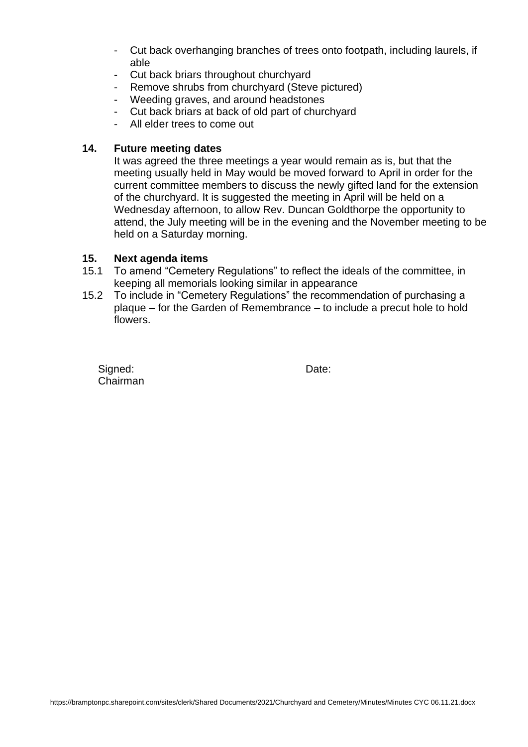- Cut back overhanging branches of trees onto footpath, including laurels, if able
- Cut back briars throughout churchyard
- Remove shrubs from churchyard (Steve pictured)
- Weeding graves, and around headstones
- Cut back briars at back of old part of churchyard
- All elder trees to come out

## 14. Future meeting dates

It was agreed the three meetings a year would remain as is, but that the meeting usually held in May would be moved forward to April in order for the current committee members to discuss the newly gifted land for the extension of the churchyard. It is suggested the meeting in April will be held on a Wednesday afternoon, to allow Rev. Duncan Goldthorpe the opportunity to attend, the July meeting will be in the evening and the November meeting to be held on a Saturday morning.

## 15. Next agenda items

15.1 To amend "Cemetery Regulations" to reflect the ideals of the committee, in keeping all memorials looking similar in appearance

15.2 To include in "Cemetery Regulations" the recommendation of purchasing a plaque – for the Garden of Remembrance – to include a precut hole to hold flowers.

Signed: Date:
Chairman

https://bramptonpc.sharepoint.com/sites/clerk/Shared Documents/2021/Churchyard and Cemetery/Minutes/Minutes CYC 06.11.21.docx